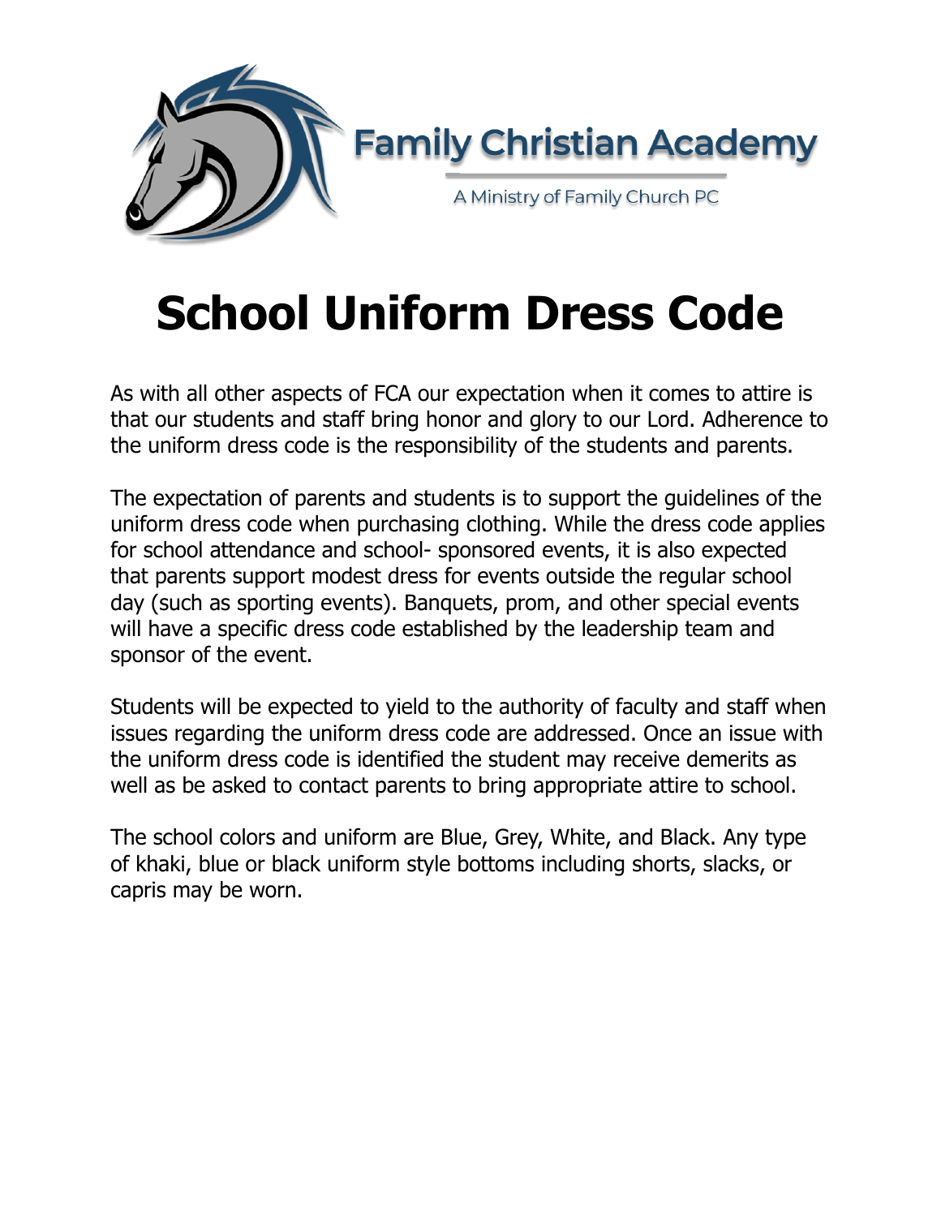Family Christian Academy

A Ministry of Family Church PC

# School Uniform Dress Code

As with all other aspects of FCA our expectation when it comes to attire is that our students and staff bring honor and glory to our Lord. Adherence to the uniform dress code is the responsibility of the students and parents.

The expectation of parents and students is to support the guidelines of the uniform dress code when purchasing clothing. While the dress code applies for school attendance and school- sponsored events, it is also expected that parents support modest dress for events outside the regular school day (such as sporting events). Banquets, prom, and other special events will have a specific dress code established by the leadership team and sponsor of the event.

Students will be expected to yield to the authority of faculty and staff when issues regarding the uniform dress code are addressed. Once an issue with the uniform dress code is identified the student may receive demerits as well as be asked to contact parents to bring appropriate attire to school.

The school colors and uniform are Blue, Grey, White, and Black. Any type of khaki, blue or black uniform style bottoms including shorts, slacks, or capris may be worn.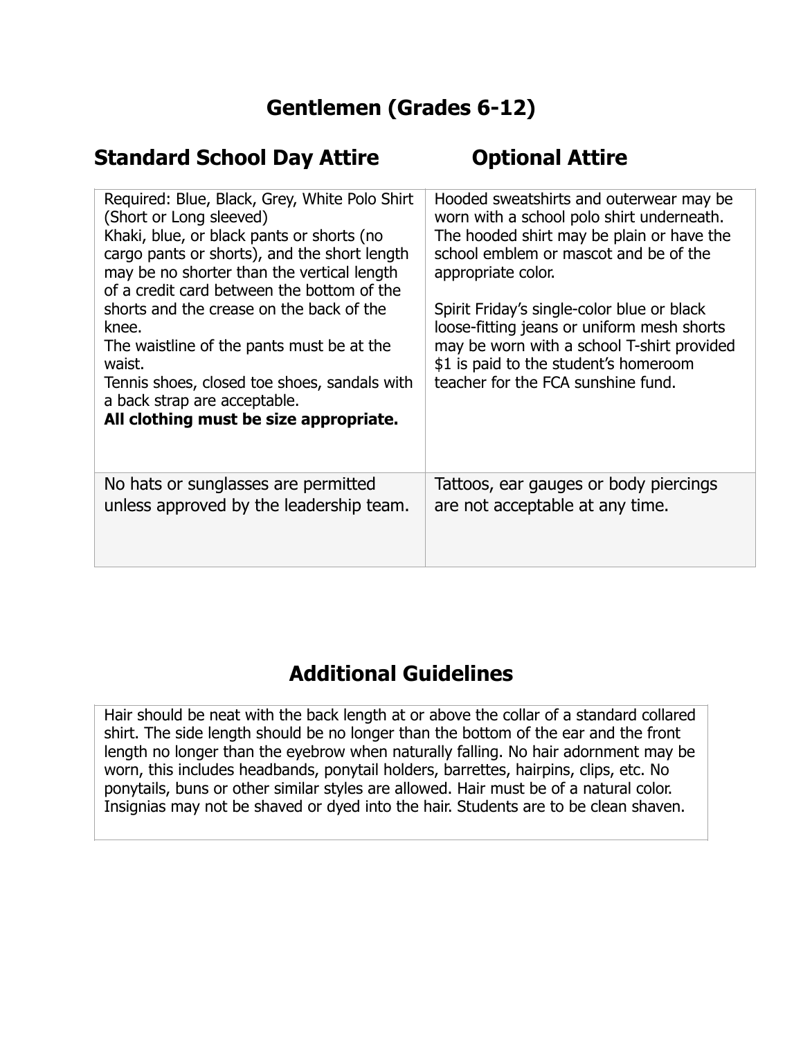# Gentlemen (Grades 6-12)

| Standard School Day Attire | Optional Attire |
| --- | --- |
| Required: Blue, Black, Grey, White Polo Shirt (Short or Long sleeved)<br>Khaki, blue, or black pants or shorts (no cargo pants or shorts), and the short length may be no shorter than the vertical length of a credit card between the bottom of the shorts and the crease on the back of the knee.<br>The waistline of the pants must be at the waist.<br>Tennis shoes, closed toe shoes, sandals with a back strap are acceptable.<br>**All clothing must be size appropriate.** | Hooded sweatshirts and outerwear may be worn with a school polo shirt underneath. The hooded shirt may be plain or have the school emblem or mascot and be of the appropriate color.<br><br>Spirit Friday's single-color blue or black loose-fitting jeans or uniform mesh shorts may be worn with a school T-shirt provided $1 is paid to the student's homeroom teacher for the FCA sunshine fund. |
| No hats or sunglasses are permitted unless approved by the leadership team. | Tattoos, ear gauges or body piercings are not acceptable at any time. |

## Additional Guidelines

Hair should be neat with the back length at or above the collar of a standard collared shirt. The side length should be no longer than the bottom of the ear and the front length no longer than the eyebrow when naturally falling. No hair adornment may be worn, this includes headbands, ponytail holders, barrettes, hairpins, clips, etc. No ponytails, buns or other similar styles are allowed. Hair must be of a natural color. Insignias may not be shaved or dyed into the hair. Students are to be clean shaven.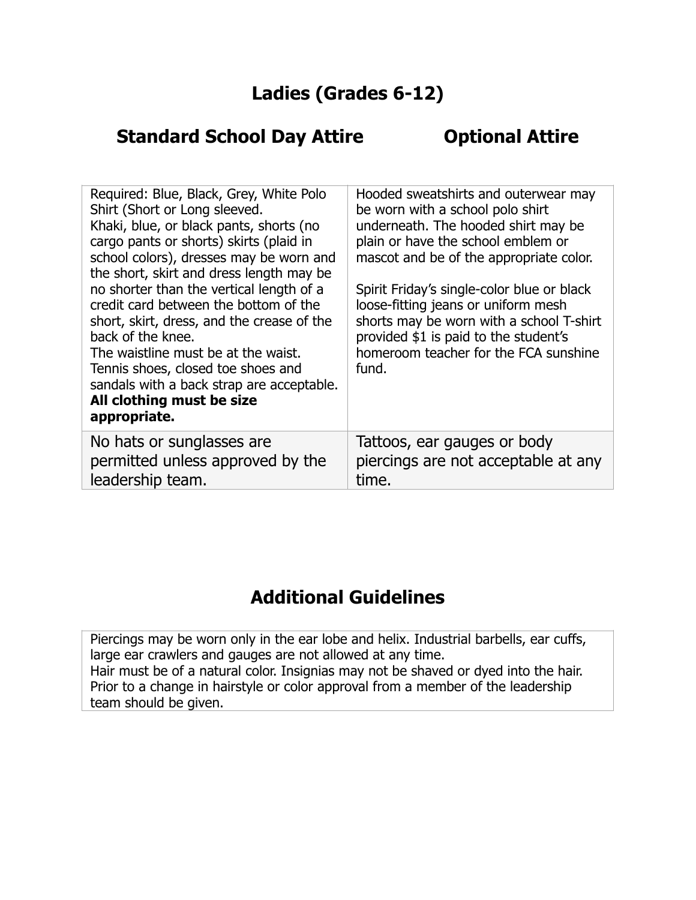## Ladies (Grades 6-12)

| Standard School Day Attire | Optional Attire |
|---|---|
| Required: Blue, Black, Grey, White Polo Shirt (Short or Long sleeved.<br>Khaki, blue, or black pants, shorts (no cargo pants or shorts) skirts (plaid in school colors), dresses may be worn and the short, skirt and dress length may be no shorter than the vertical length of a credit card between the bottom of the short, skirt, dress, and the crease of the back of the knee.<br>The waistline must be at the waist.<br>Tennis shoes, closed toe shoes and sandals with a back strap are acceptable.<br>**All clothing must be size appropriate.** | Hooded sweatshirts and outerwear may be worn with a school polo shirt underneath. The hooded shirt may be plain or have the school emblem or mascot and be of the appropriate color.<br><br>Spirit Friday's single-color blue or black loose-fitting jeans or uniform mesh shorts may be worn with a school T-shirt provided $1 is paid to the student's homeroom teacher for the FCA sunshine fund. |
| No hats or sunglasses are permitted unless approved by the leadership team. | Tattoos, ear gauges or body piercings are not acceptable at any time. |

## Additional Guidelines

| |
|---|
| Piercings may be worn only in the ear lobe and helix. Industrial barbells, ear cuffs, large ear crawlers and gauges are not allowed at any time.<br>Hair must be of a natural color. Insignias may not be shaved or dyed into the hair. Prior to a change in hairstyle or color approval from a member of the leadership team should be given. |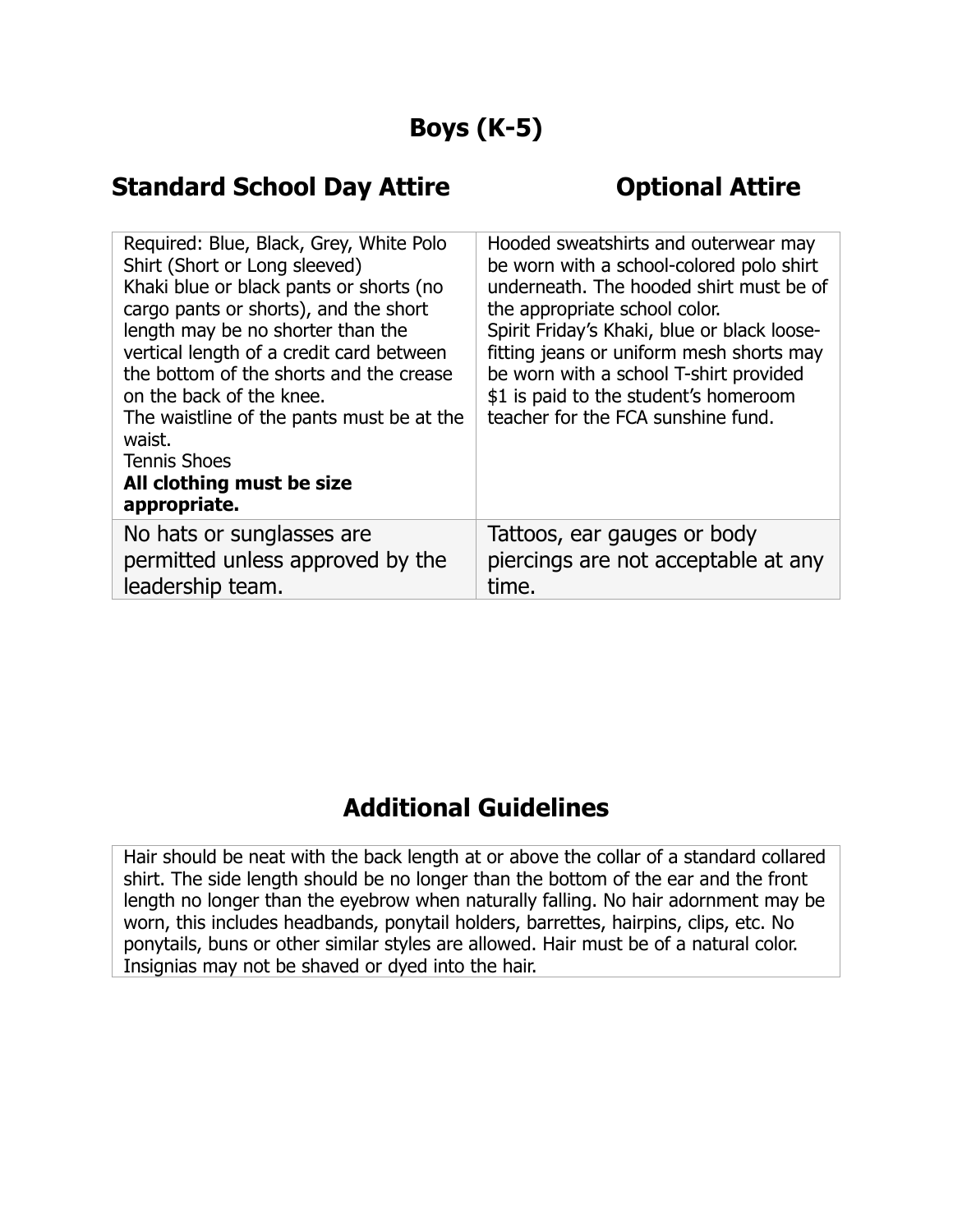# Boys (K-5)

| Standard School Day Attire | Optional Attire |
| --- | --- |
| Required: Blue, Black, Grey, White Polo Shirt (Short or Long sleeved)<br>Khaki blue or black pants or shorts (no cargo pants or shorts), and the short length may be no shorter than the vertical length of a credit card between the bottom of the shorts and the crease on the back of the knee.<br>The waistline of the pants must be at the waist.<br>Tennis Shoes<br>**All clothing must be size appropriate.** | Hooded sweatshirts and outerwear may be worn with a school-colored polo shirt underneath. The hooded shirt must be of the appropriate school color.<br>Spirit Friday's Khaki, blue or black loose-fitting jeans or uniform mesh shorts may be worn with a school T-shirt provided $1 is paid to the student's homeroom teacher for the FCA sunshine fund. |
| No hats or sunglasses are permitted unless approved by the leadership team. | Tattoos, ear gauges or body piercings are not acceptable at any time. |

## Additional Guidelines

Hair should be neat with the back length at or above the collar of a standard collared shirt. The side length should be no longer than the bottom of the ear and the front length no longer than the eyebrow when naturally falling. No hair adornment may be worn, this includes headbands, ponytail holders, barrettes, hairpins, clips, etc. No ponytails, buns or other similar styles are allowed. Hair must be of a natural color. Insignias may not be shaved or dyed into the hair.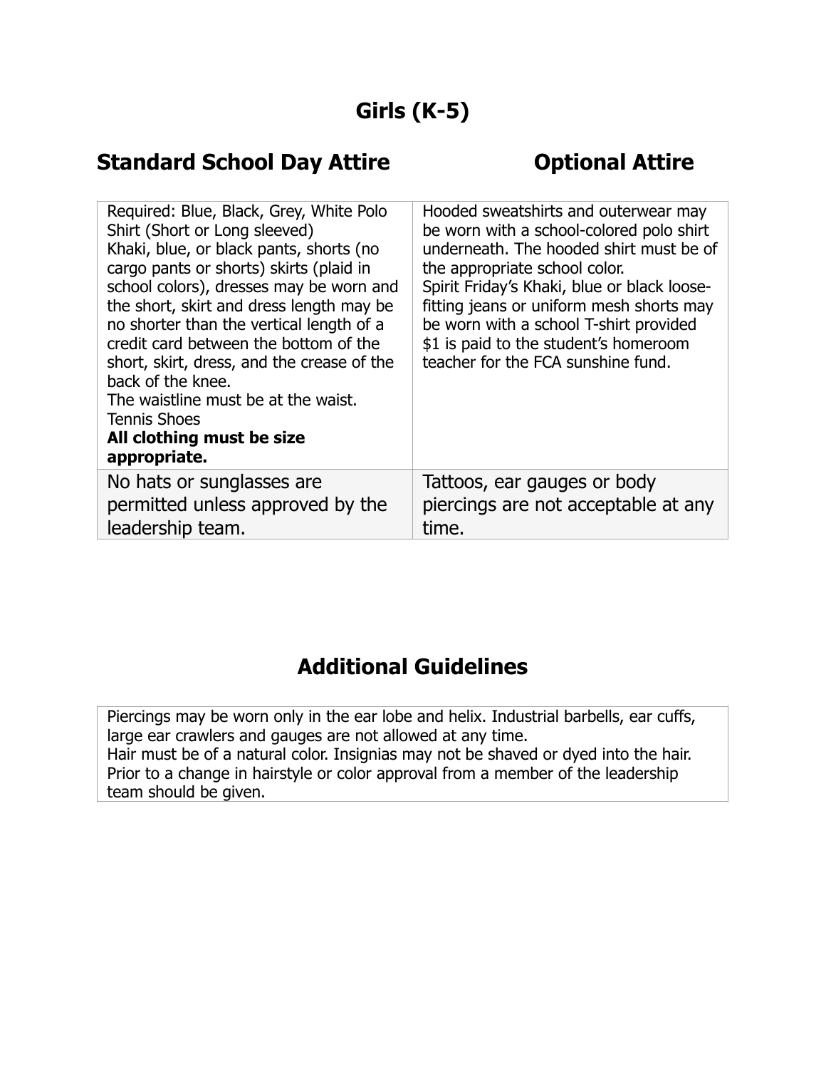## Girls (K-5)

| Standard School Day Attire | Optional Attire |
| --- | --- |
| Required: Blue, Black, Grey, White Polo Shirt (Short or Long sleeved)<br>Khaki, blue, or black pants, shorts (no cargo pants or shorts) skirts (plaid in school colors), dresses may be worn and the short, skirt and dress length may be no shorter than the vertical length of a credit card between the bottom of the short, skirt, dress, and the crease of the back of the knee.<br>The waistline must be at the waist.<br>Tennis Shoes<br>**All clothing must be size appropriate.** | Hooded sweatshirts and outerwear may be worn with a school-colored polo shirt underneath. The hooded shirt must be of the appropriate school color.<br>Spirit Friday's Khaki, blue or black loose-fitting jeans or uniform mesh shorts may be worn with a school T-shirt provided $1 is paid to the student's homeroom teacher for the FCA sunshine fund. |
| No hats or sunglasses are permitted unless approved by the leadership team. | Tattoos, ear gauges or body piercings are not acceptable at any time. |

## Additional Guidelines

Piercings may be worn only in the ear lobe and helix. Industrial barbells, ear cuffs, large ear crawlers and gauges are not allowed at any time.
Hair must be of a natural color. Insignias may not be shaved or dyed into the hair. Prior to a change in hairstyle or color approval from a member of the leadership team should be given.